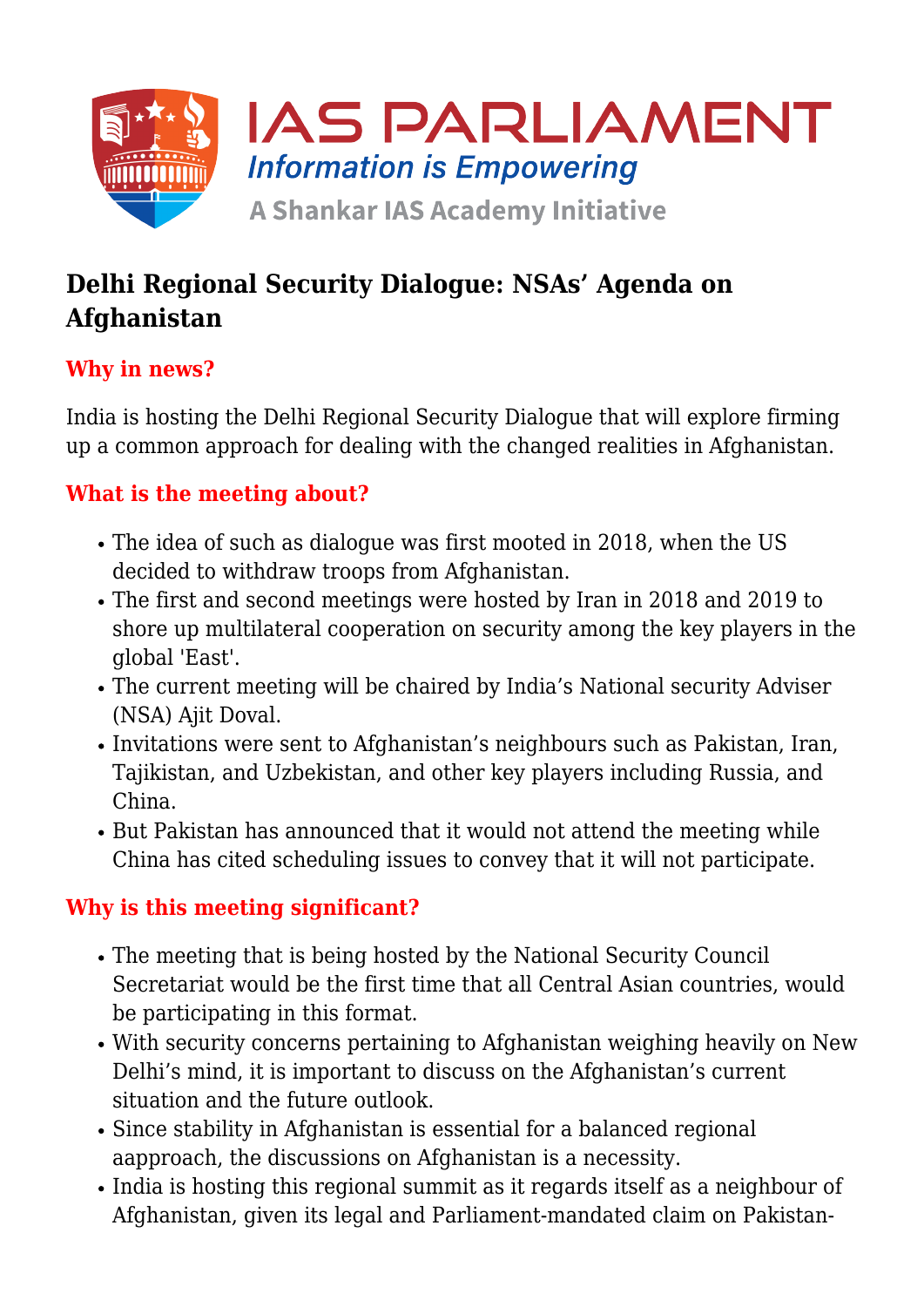IAS PARLIAMENT

*Information is Empowering*

A Shankar IAS Academy Initiative

# Delhi Regional Security Dialogue: NSAs' Agenda on Afghanistan

## Why in news?

India is hosting the Delhi Regional Security Dialogue that will explore firming up a common approach for dealing with the changed realities in Afghanistan.

## What is the meeting about?

- The idea of such as dialogue was first mooted in 2018, when the US decided to withdraw troops from Afghanistan.
- The first and second meetings were hosted by Iran in 2018 and 2019 to shore up multilateral cooperation on security among the key players in the global 'East'.
- The current meeting will be chaired by India's National security Adviser (NSA) Ajit Doval.
- Invitations were sent to Afghanistan's neighbours such as Pakistan, Iran, Tajikistan, and Uzbekistan, and other key players including Russia, and China.
- But Pakistan has announced that it would not attend the meeting while China has cited scheduling issues to convey that it will not participate.

## Why is this meeting significant?

- The meeting that is being hosted by the National Security Council Secretariat would be the first time that all Central Asian countries, would be participating in this format.
- With security concerns pertaining to Afghanistan weighing heavily on New Delhi's mind, it is important to discuss on the Afghanistan's current situation and the future outlook.
- Since stability in Afghanistan is essential for a balanced regional aapproach, the discussions on Afghanistan is a necessity.
- India is hosting this regional summit as it regards itself as a neighbour of Afghanistan, given its legal and Parliament-mandated claim on Pakistan-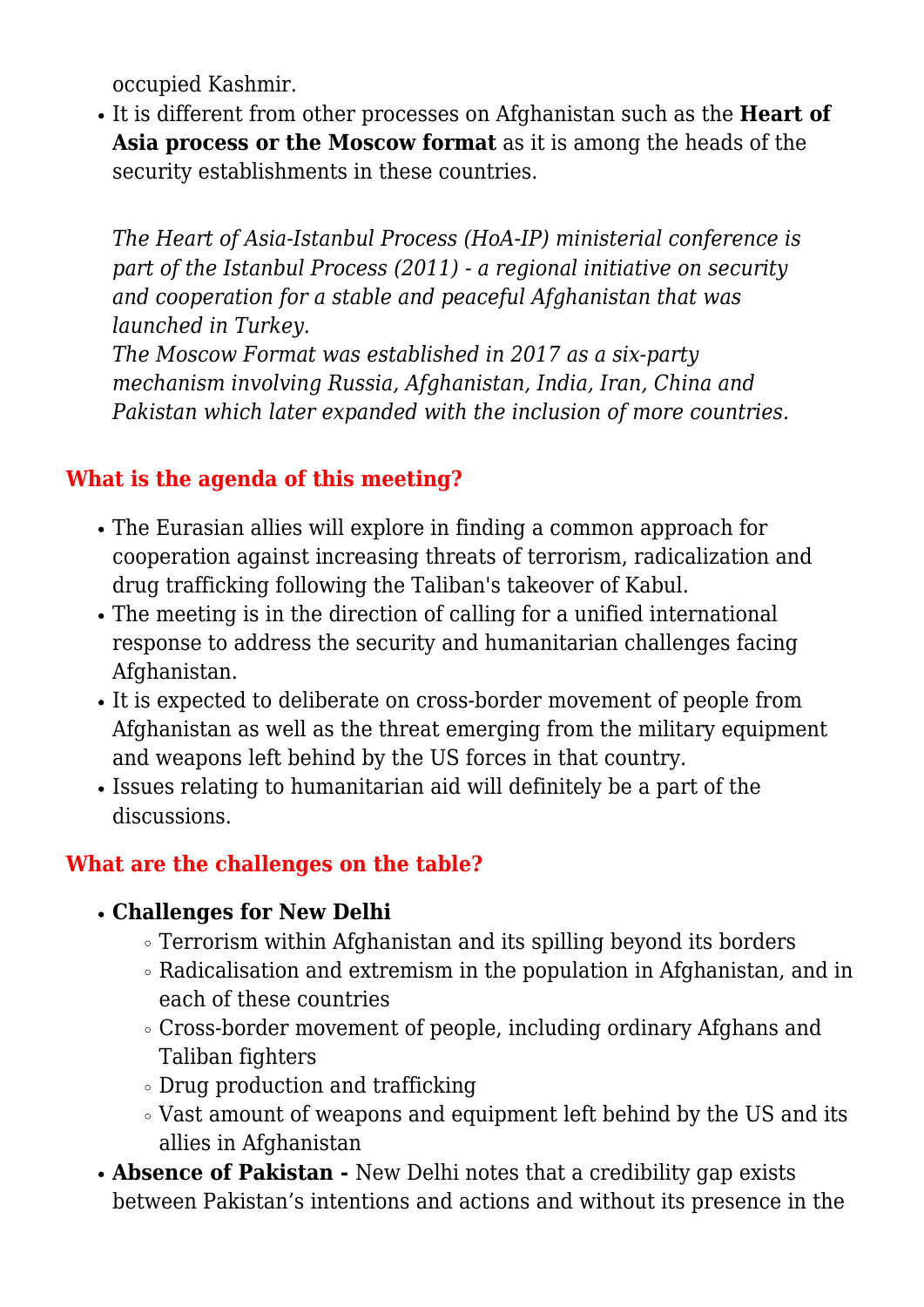occupied Kashmir.

- It is different from other processes on Afghanistan such as the **Heart of Asia process or the Moscow format** as it is among the heads of the security establishments in these countries.

  *The Heart of Asia-Istanbul Process (HoA-IP) ministerial conference is part of the Istanbul Process (2011) - a regional initiative on security and cooperation for a stable and peaceful Afghanistan that was launched in Turkey.*
  *The Moscow Format was established in 2017 as a six-party mechanism involving Russia, Afghanistan, India, Iran, China and Pakistan which later expanded with the inclusion of more countries.*

### What is the agenda of this meeting?

- The Eurasian allies will explore in finding a common approach for cooperation against increasing threats of terrorism, radicalization and drug trafficking following the Taliban's takeover of Kabul.
- The meeting is in the direction of calling for a unified international response to address the security and humanitarian challenges facing Afghanistan.
- It is expected to deliberate on cross-border movement of people from Afghanistan as well as the threat emerging from the military equipment and weapons left behind by the US forces in that country.
- Issues relating to humanitarian aid will definitely be a part of the discussions.

### What are the challenges on the table?

- **Challenges for New Delhi**
  - Terrorism within Afghanistan and its spilling beyond its borders
  - Radicalisation and extremism in the population in Afghanistan, and in each of these countries
  - Cross-border movement of people, including ordinary Afghans and Taliban fighters
  - Drug production and trafficking
  - Vast amount of weapons and equipment left behind by the US and its allies in Afghanistan
- **Absence of Pakistan -** New Delhi notes that a credibility gap exists between Pakistan's intentions and actions and without its presence in the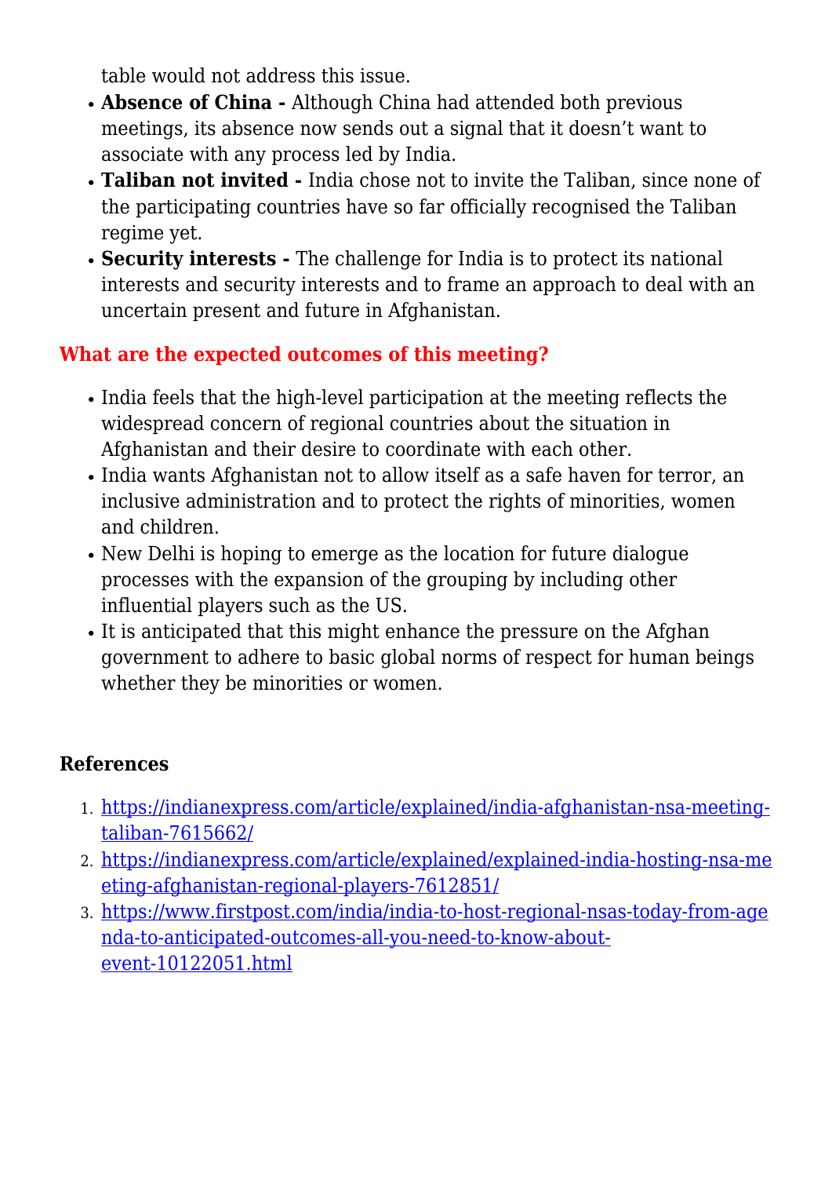table would not address this issue.

- **Absence of China -** Although China had attended both previous meetings, its absence now sends out a signal that it doesn't want to associate with any process led by India.
- **Taliban not invited -** India chose not to invite the Taliban, since none of the participating countries have so far officially recognised the Taliban regime yet.
- **Security interests -** The challenge for India is to protect its national interests and security interests and to frame an approach to deal with an uncertain present and future in Afghanistan.

## What are the expected outcomes of this meeting?

- India feels that the high-level participation at the meeting reflects the widespread concern of regional countries about the situation in Afghanistan and their desire to coordinate with each other.
- India wants Afghanistan not to allow itself as a safe haven for terror, an inclusive administration and to protect the rights of minorities, women and children.
- New Delhi is hoping to emerge as the location for future dialogue processes with the expansion of the grouping by including other influential players such as the US.
- It is anticipated that this might enhance the pressure on the Afghan government to adhere to basic global norms of respect for human beings whether they be minorities or women.

## References

1. https://indianexpress.com/article/explained/india-afghanistan-nsa-meeting-taliban-7615662/
2. https://indianexpress.com/article/explained/explained-india-hosting-nsa-meeting-afghanistan-regional-players-7612851/
3. https://www.firstpost.com/india/india-to-host-regional-nsas-today-from-agenda-to-anticipated-outcomes-all-you-need-to-know-about-event-10122051.html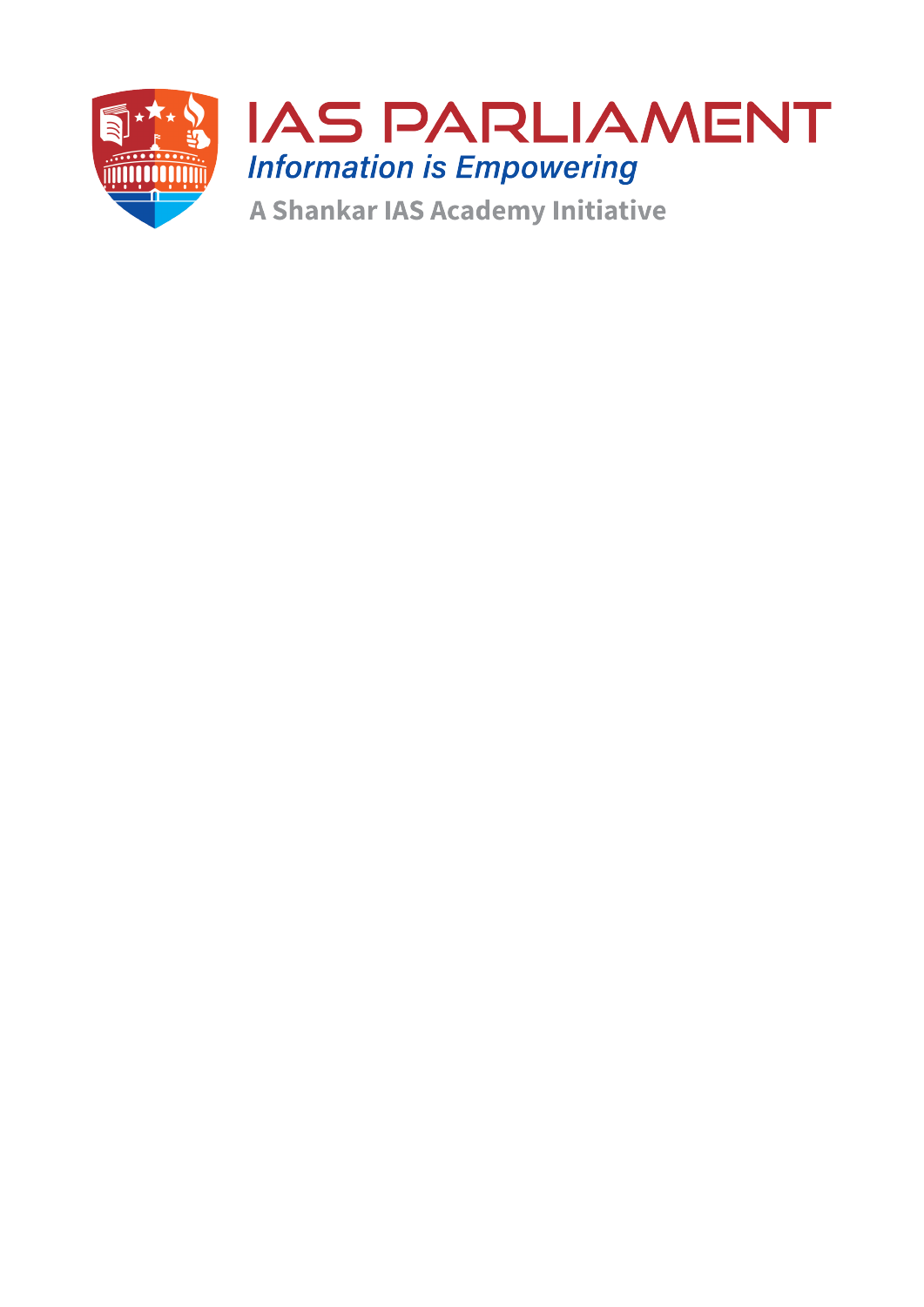# IAS PARLIAMENT

*Information is Empowering*

A Shankar IAS Academy Initiative